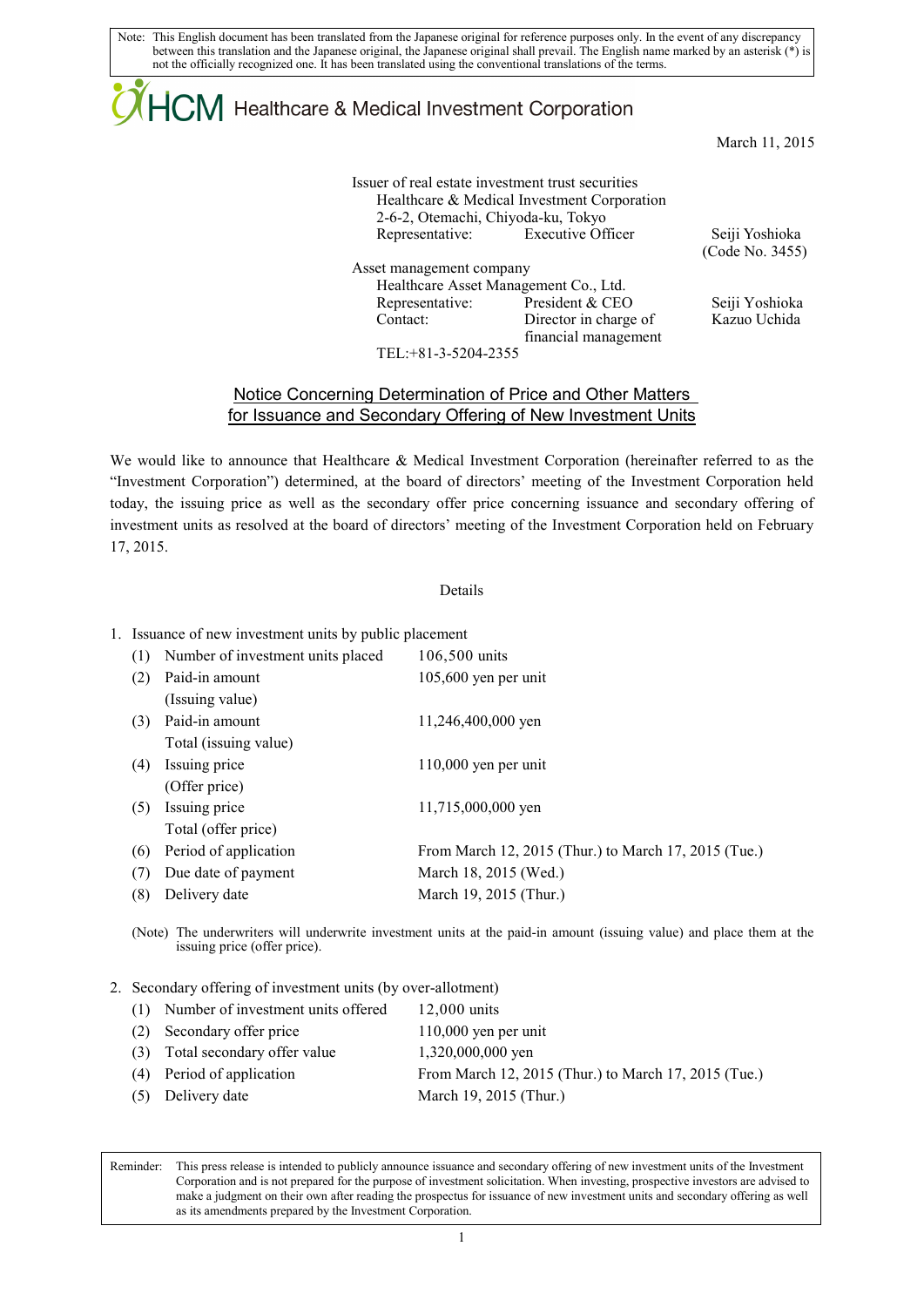Note: This English document has been translated from the Japanese original for reference purposes only. In the event of any discrepancy between this translation and the Japanese original, the Japanese original shall prevail. The English name marked by an asterisk (*) is not the officially recognized one. It has been translated using the conventional translations of the terms.

HCM Healthcare & Medical Investment Corporation

March 11, 2015

Issuer of real estate investment trust securities
Healthcare & Medical Investment Corporation
2-6-2, Otemachi, Chiyoda-ku, Tokyo
Representative: Executive Officer Seiji Yoshioka
(Code No. 3455)

Asset management company
Healthcare Asset Management Co., Ltd.
Representative: President & CEO Seiji Yoshioka
Contact: Director in charge of financial management Kazuo Uchida
TEL:+81-3-5204-2355

## Notice Concerning Determination of Price and Other Matters for Issuance and Secondary Offering of New Investment Units

We would like to announce that Healthcare & Medical Investment Corporation (hereinafter referred to as the "Investment Corporation") determined, at the board of directors' meeting of the Investment Corporation held today, the issuing price as well as the secondary offer price concerning issuance and secondary offering of investment units as resolved at the board of directors' meeting of the Investment Corporation held on February 17, 2015.

Details

1. Issuance of new investment units by public placement

| | | |
|---|---|---|
| (1) | Number of investment units placed | 106,500 units |
| (2) | Paid-in amount (Issuing value) | 105,600 yen per unit |
| (3) | Paid-in amount Total (issuing value) | 11,246,400,000 yen |
| (4) | Issuing price (Offer price) | 110,000 yen per unit |
| (5) | Issuing price Total (offer price) | 11,715,000,000 yen |
| (6) | Period of application | From March 12, 2015 (Thur.) to March 17, 2015 (Tue.) |
| (7) | Due date of payment | March 18, 2015 (Wed.) |
| (8) | Delivery date | March 19, 2015 (Thur.) |

(Note) The underwriters will underwrite investment units at the paid-in amount (issuing value) and place them at the issuing price (offer price).

2. Secondary offering of investment units (by over-allotment)

| | | |
|---|---|---|
| (1) | Number of investment units offered | 12,000 units |
| (2) | Secondary offer price | 110,000 yen per unit |
| (3) | Total secondary offer value | 1,320,000,000 yen |
| (4) | Period of application | From March 12, 2015 (Thur.) to March 17, 2015 (Tue.) |
| (5) | Delivery date | March 19, 2015 (Thur.) |

Reminder: This press release is intended to publicly announce issuance and secondary offering of new investment units of the Investment Corporation and is not prepared for the purpose of investment solicitation. When investing, prospective investors are advised to make a judgment on their own after reading the prospectus for issuance of new investment units and secondary offering as well as its amendments prepared by the Investment Corporation.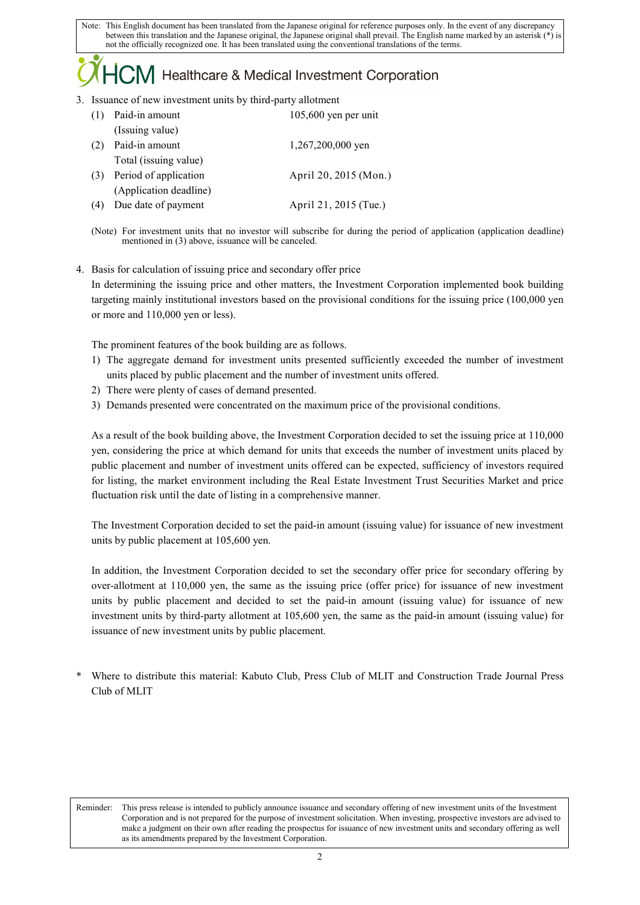Note: This English document has been translated from the Japanese original for reference purposes only. In the event of any discrepancy between this translation and the Japanese original, the Japanese original shall prevail. The English name marked by an asterisk (*) is not the officially recognized one. It has been translated using the conventional translations of the terms.

# HCM Healthcare & Medical Investment Corporation

3. Issuance of new investment units by third-party allotment

| | | |
|---|---|---|
| (1) | Paid-in amount (Issuing value) | 105,600 yen per unit |
| (2) | Paid-in amount Total (issuing value) | 1,267,200,000 yen |
| (3) | Period of application (Application deadline) | April 20, 2015 (Mon.) |
| (4) | Due date of payment | April 21, 2015 (Tue.) |

(Note) For investment units that no investor will subscribe for during the period of application (application deadline) mentioned in (3) above, issuance will be canceled.

4. Basis for calculation of issuing price and secondary offer price

In determining the issuing price and other matters, the Investment Corporation implemented book building targeting mainly institutional investors based on the provisional conditions for the issuing price (100,000 yen or more and 110,000 yen or less).

The prominent features of the book building are as follows.

1) The aggregate demand for investment units presented sufficiently exceeded the number of investment units placed by public placement and the number of investment units offered.
2) There were plenty of cases of demand presented.
3) Demands presented were concentrated on the maximum price of the provisional conditions.

As a result of the book building above, the Investment Corporation decided to set the issuing price at 110,000 yen, considering the price at which demand for units that exceeds the number of investment units placed by public placement and number of investment units offered can be expected, sufficiency of investors required for listing, the market environment including the Real Estate Investment Trust Securities Market and price fluctuation risk until the date of listing in a comprehensive manner.

The Investment Corporation decided to set the paid-in amount (issuing value) for issuance of new investment units by public placement at 105,600 yen.

In addition, the Investment Corporation decided to set the secondary offer price for secondary offering by over-allotment at 110,000 yen, the same as the issuing price (offer price) for issuance of new investment units by public placement and decided to set the paid-in amount (issuing value) for issuance of new investment units by third-party allotment at 105,600 yen, the same as the paid-in amount (issuing value) for issuance of new investment units by public placement.

\* Where to distribute this material: Kabuto Club, Press Club of MLIT and Construction Trade Journal Press Club of MLIT

Reminder: This press release is intended to publicly announce issuance and secondary offering of new investment units of the Investment Corporation and is not prepared for the purpose of investment solicitation. When investing, prospective investors are advised to make a judgment on their own after reading the prospectus for issuance of new investment units and secondary offering as well as its amendments prepared by the Investment Corporation.